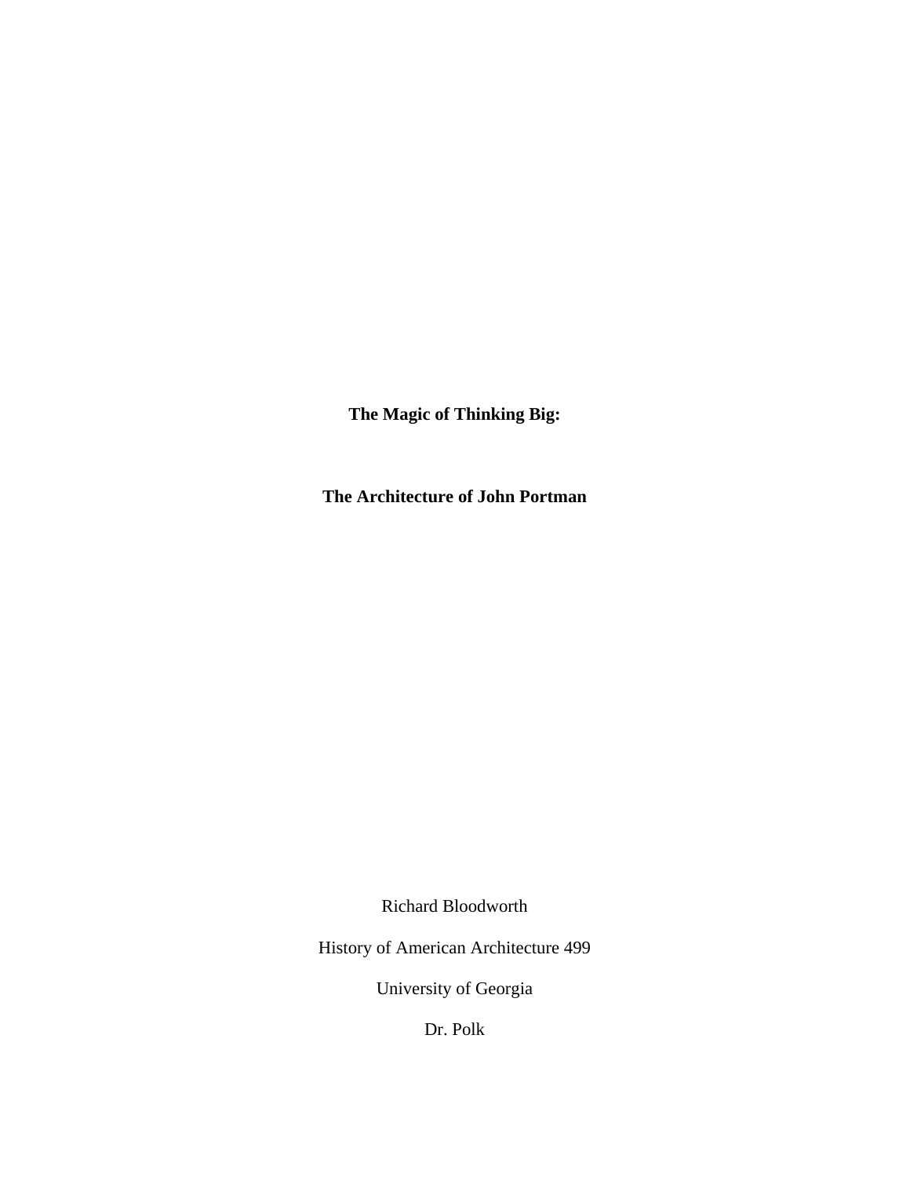**The Magic of Thinking Big:**

**The Architecture of John Portman**

Richard Bloodworth

History of American Architecture 499

University of Georgia

Dr. Polk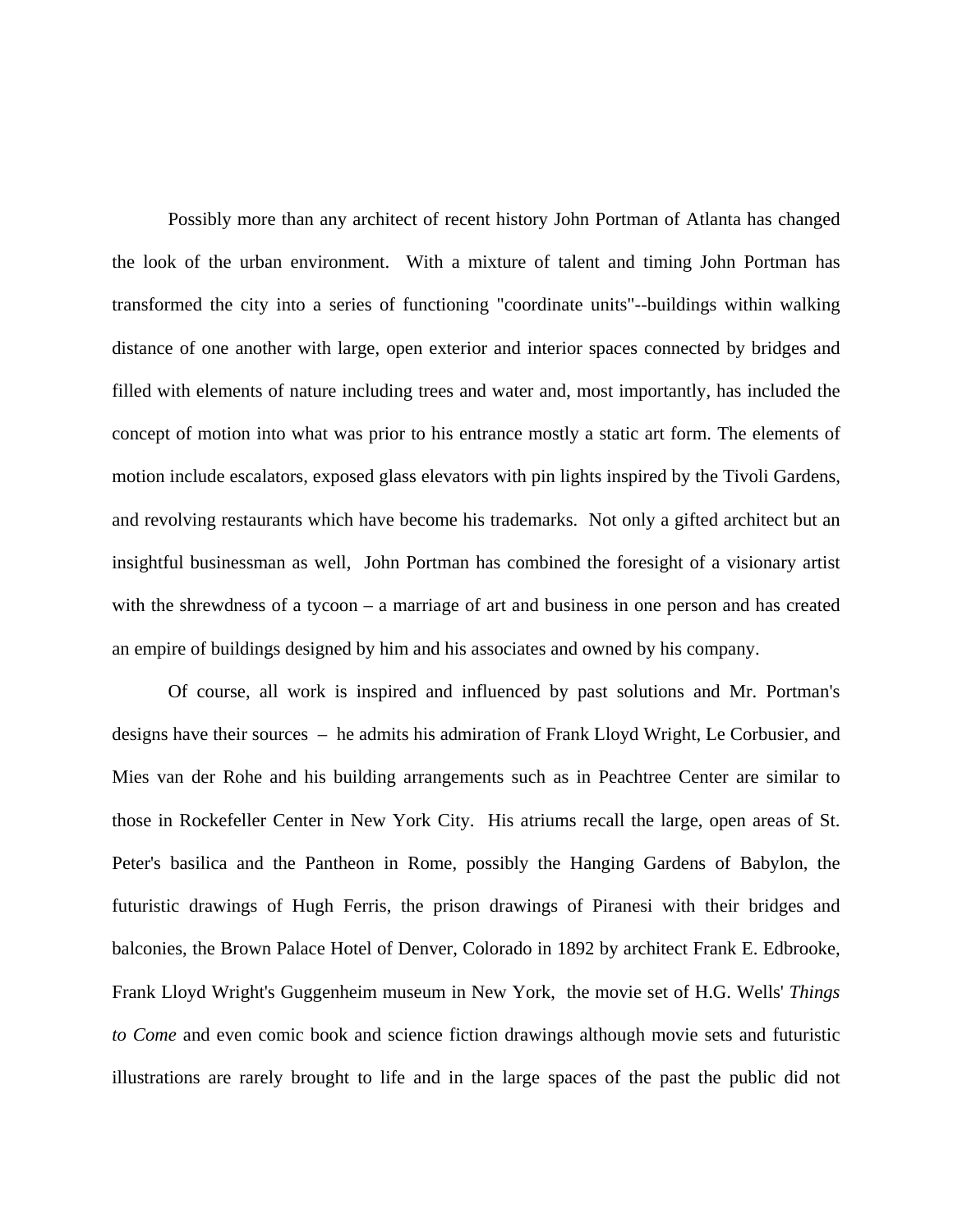Possibly more than any architect of recent history John Portman of Atlanta has changed the look of the urban environment. With a mixture of talent and timing John Portman has transformed the city into a series of functioning "coordinate units"--buildings within walking distance of one another with large, open exterior and interior spaces connected by bridges and filled with elements of nature including trees and water and, most importantly, has included the concept of motion into what was prior to his entrance mostly a static art form. The elements of motion include escalators, exposed glass elevators with pin lights inspired by the Tivoli Gardens, and revolving restaurants which have become his trademarks. Not only a gifted architect but an insightful businessman as well, John Portman has combined the foresight of a visionary artist with the shrewdness of a tycoon – a marriage of art and business in one person and has created an empire of buildings designed by him and his associates and owned by his company.

Of course, all work is inspired and influenced by past solutions and Mr. Portman's designs have their sources – he admits his admiration of Frank Lloyd Wright, Le Corbusier, and Mies van der Rohe and his building arrangements such as in Peachtree Center are similar to those in Rockefeller Center in New York City. His atriums recall the large, open areas of St. Peter's basilica and the Pantheon in Rome, possibly the Hanging Gardens of Babylon, the futuristic drawings of Hugh Ferris, the prison drawings of Piranesi with their bridges and balconies, the Brown Palace Hotel of Denver, Colorado in 1892 by architect Frank E. Edbrooke, Frank Lloyd Wright's Guggenheim museum in New York, the movie set of H.G. Wells' *Things to Come* and even comic book and science fiction drawings although movie sets and futuristic illustrations are rarely brought to life and in the large spaces of the past the public did not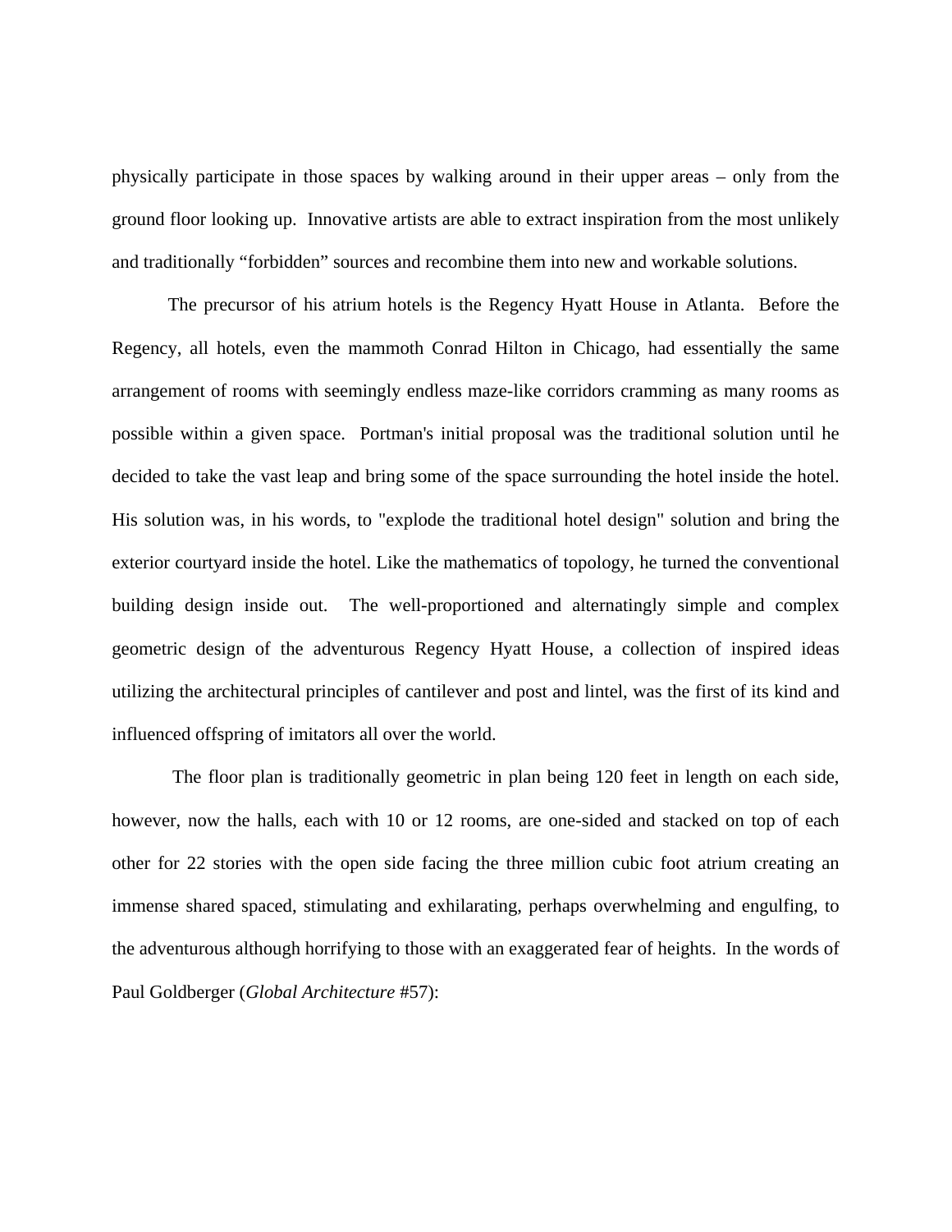physically participate in those spaces by walking around in their upper areas – only from the ground floor looking up. Innovative artists are able to extract inspiration from the most unlikely and traditionally "forbidden" sources and recombine them into new and workable solutions.

The precursor of his atrium hotels is the Regency Hyatt House in Atlanta. Before the Regency, all hotels, even the mammoth Conrad Hilton in Chicago, had essentially the same arrangement of rooms with seemingly endless maze-like corridors cramming as many rooms as possible within a given space. Portman's initial proposal was the traditional solution until he decided to take the vast leap and bring some of the space surrounding the hotel inside the hotel. His solution was, in his words, to "explode the traditional hotel design" solution and bring the exterior courtyard inside the hotel. Like the mathematics of topology, he turned the conventional building design inside out. The well-proportioned and alternatingly simple and complex geometric design of the adventurous Regency Hyatt House, a collection of inspired ideas utilizing the architectural principles of cantilever and post and lintel, was the first of its kind and influenced offspring of imitators all over the world.

The floor plan is traditionally geometric in plan being 120 feet in length on each side, however, now the halls, each with 10 or 12 rooms, are one-sided and stacked on top of each other for 22 stories with the open side facing the three million cubic foot atrium creating an immense shared spaced, stimulating and exhilarating, perhaps overwhelming and engulfing, to the adventurous although horrifying to those with an exaggerated fear of heights. In the words of Paul Goldberger (*Global Architecture* #57):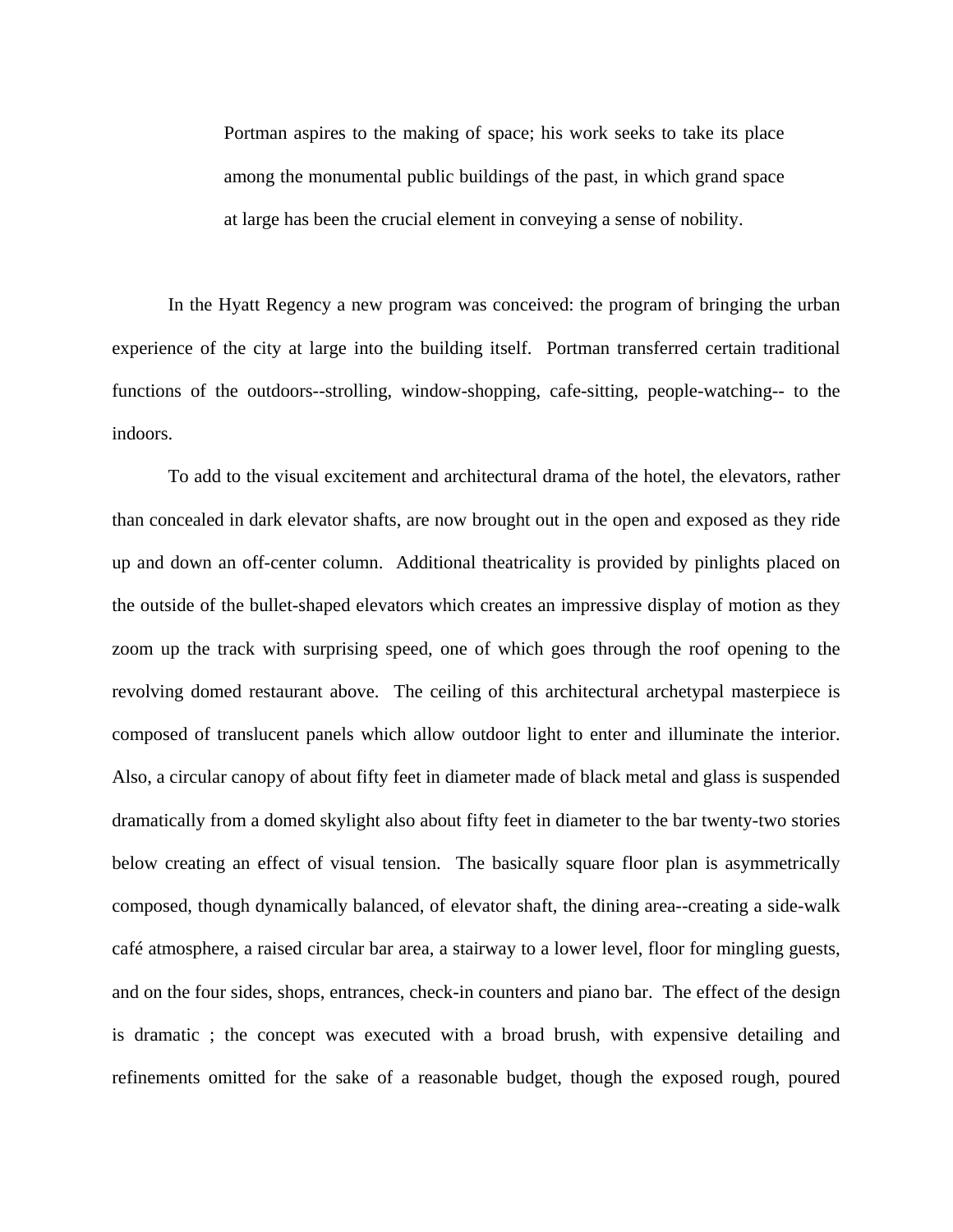> Portman aspires to the making of space; his work seeks to take its place among the monumental public buildings of the past, in which grand space at large has been the crucial element in conveying a sense of nobility.

In the Hyatt Regency a new program was conceived: the program of bringing the urban experience of the city at large into the building itself. Portman transferred certain traditional functions of the outdoors--strolling, window-shopping, cafe-sitting, people-watching-- to the indoors.

To add to the visual excitement and architectural drama of the hotel, the elevators, rather than concealed in dark elevator shafts, are now brought out in the open and exposed as they ride up and down an off-center column. Additional theatricality is provided by pinlights placed on the outside of the bullet-shaped elevators which creates an impressive display of motion as they zoom up the track with surprising speed, one of which goes through the roof opening to the revolving domed restaurant above. The ceiling of this architectural archetypal masterpiece is composed of translucent panels which allow outdoor light to enter and illuminate the interior. Also, a circular canopy of about fifty feet in diameter made of black metal and glass is suspended dramatically from a domed skylight also about fifty feet in diameter to the bar twenty-two stories below creating an effect of visual tension. The basically square floor plan is asymmetrically composed, though dynamically balanced, of elevator shaft, the dining area--creating a side-walk café atmosphere, a raised circular bar area, a stairway to a lower level, floor for mingling guests, and on the four sides, shops, entrances, check-in counters and piano bar. The effect of the design is dramatic ; the concept was executed with a broad brush, with expensive detailing and refinements omitted for the sake of a reasonable budget, though the exposed rough, poured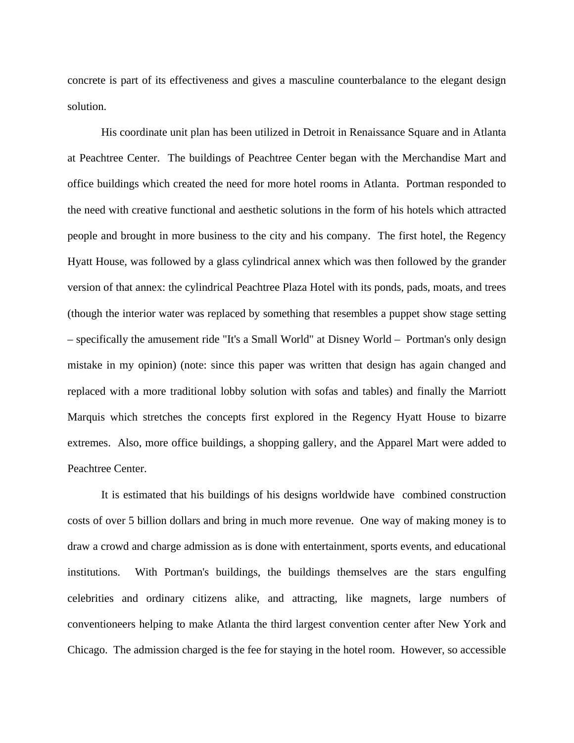concrete is part of its effectiveness and gives a masculine counterbalance to the elegant design solution.

His coordinate unit plan has been utilized in Detroit in Renaissance Square and in Atlanta at Peachtree Center. The buildings of Peachtree Center began with the Merchandise Mart and office buildings which created the need for more hotel rooms in Atlanta. Portman responded to the need with creative functional and aesthetic solutions in the form of his hotels which attracted people and brought in more business to the city and his company. The first hotel, the Regency Hyatt House, was followed by a glass cylindrical annex which was then followed by the grander version of that annex: the cylindrical Peachtree Plaza Hotel with its ponds, pads, moats, and trees (though the interior water was replaced by something that resembles a puppet show stage setting – specifically the amusement ride "It's a Small World" at Disney World – Portman's only design mistake in my opinion) (note: since this paper was written that design has again changed and replaced with a more traditional lobby solution with sofas and tables) and finally the Marriott Marquis which stretches the concepts first explored in the Regency Hyatt House to bizarre extremes. Also, more office buildings, a shopping gallery, and the Apparel Mart were added to Peachtree Center.

It is estimated that his buildings of his designs worldwide have combined construction costs of over 5 billion dollars and bring in much more revenue. One way of making money is to draw a crowd and charge admission as is done with entertainment, sports events, and educational institutions. With Portman's buildings, the buildings themselves are the stars engulfing celebrities and ordinary citizens alike, and attracting, like magnets, large numbers of conventioneers helping to make Atlanta the third largest convention center after New York and Chicago. The admission charged is the fee for staying in the hotel room. However, so accessible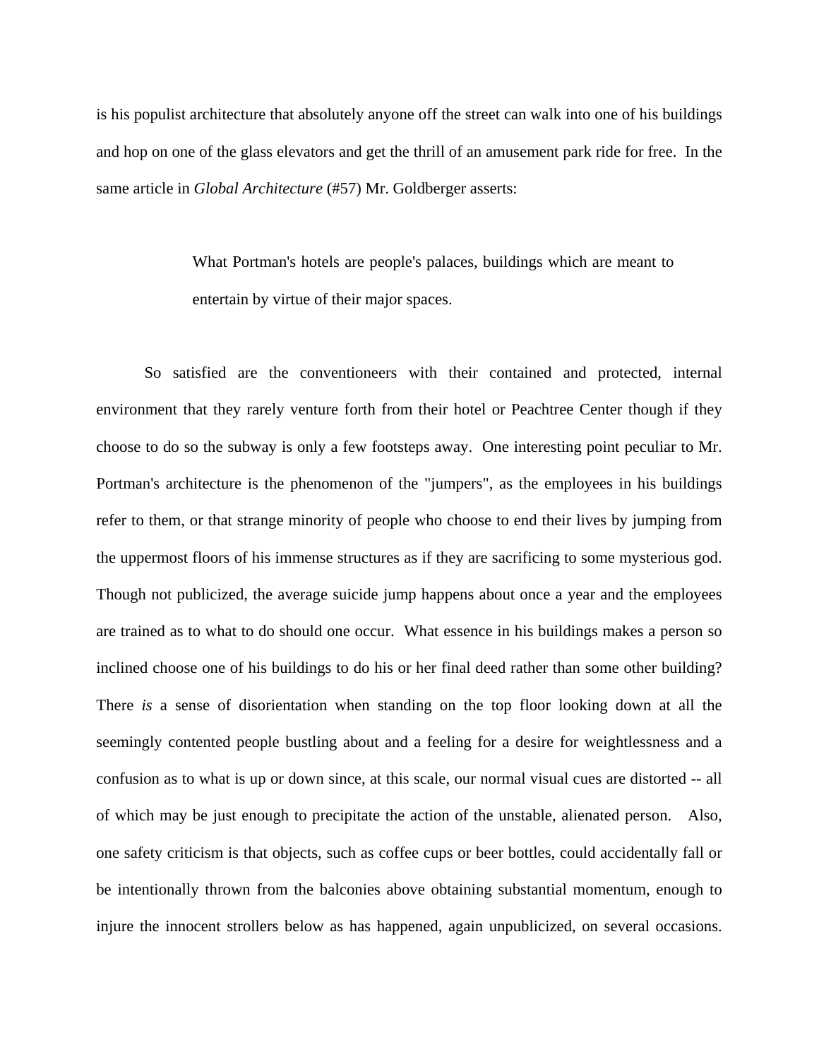is his populist architecture that absolutely anyone off the street can walk into one of his buildings and hop on one of the glass elevators and get the thrill of an amusement park ride for free. In the same article in *Global Architecture* (#57) Mr. Goldberger asserts:

> What Portman's hotels are people's palaces, buildings which are meant to entertain by virtue of their major spaces.

So satisfied are the conventioneers with their contained and protected, internal environment that they rarely venture forth from their hotel or Peachtree Center though if they choose to do so the subway is only a few footsteps away. One interesting point peculiar to Mr. Portman's architecture is the phenomenon of the "jumpers", as the employees in his buildings refer to them, or that strange minority of people who choose to end their lives by jumping from the uppermost floors of his immense structures as if they are sacrificing to some mysterious god. Though not publicized, the average suicide jump happens about once a year and the employees are trained as to what to do should one occur. What essence in his buildings makes a person so inclined choose one of his buildings to do his or her final deed rather than some other building? There *is* a sense of disorientation when standing on the top floor looking down at all the seemingly contented people bustling about and a feeling for a desire for weightlessness and a confusion as to what is up or down since, at this scale, our normal visual cues are distorted -- all of which may be just enough to precipitate the action of the unstable, alienated person. Also, one safety criticism is that objects, such as coffee cups or beer bottles, could accidentally fall or be intentionally thrown from the balconies above obtaining substantial momentum, enough to injure the innocent strollers below as has happened, again unpublicized, on several occasions.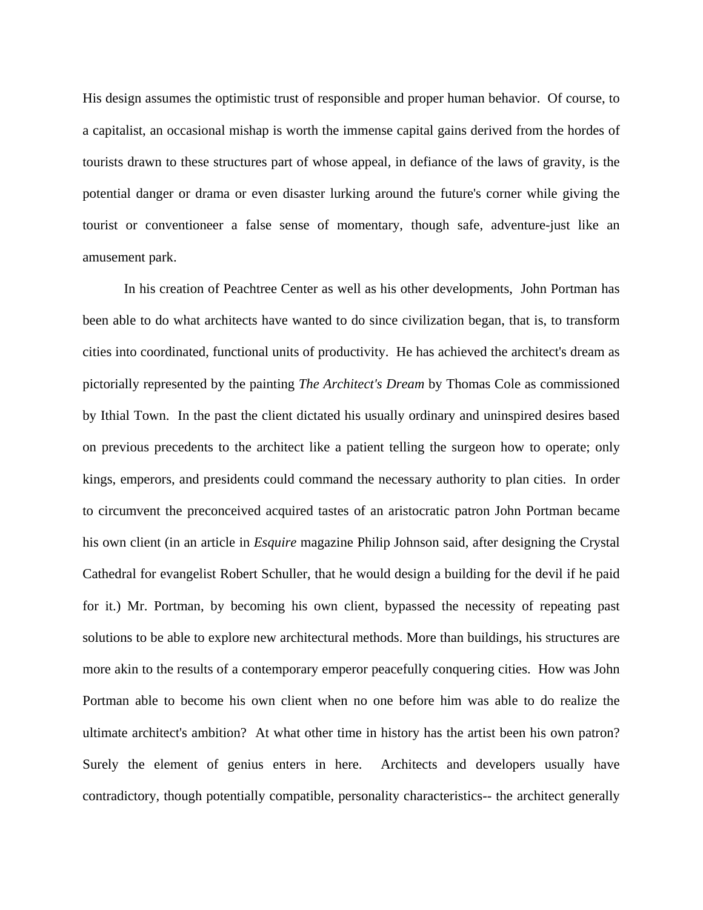His design assumes the optimistic trust of responsible and proper human behavior. Of course, to a capitalist, an occasional mishap is worth the immense capital gains derived from the hordes of tourists drawn to these structures part of whose appeal, in defiance of the laws of gravity, is the potential danger or drama or even disaster lurking around the future's corner while giving the tourist or conventioneer a false sense of momentary, though safe, adventure-just like an amusement park.

In his creation of Peachtree Center as well as his other developments, John Portman has been able to do what architects have wanted to do since civilization began, that is, to transform cities into coordinated, functional units of productivity. He has achieved the architect's dream as pictorially represented by the painting *The Architect's Dream* by Thomas Cole as commissioned by Ithial Town. In the past the client dictated his usually ordinary and uninspired desires based on previous precedents to the architect like a patient telling the surgeon how to operate; only kings, emperors, and presidents could command the necessary authority to plan cities. In order to circumvent the preconceived acquired tastes of an aristocratic patron John Portman became his own client (in an article in *Esquire* magazine Philip Johnson said, after designing the Crystal Cathedral for evangelist Robert Schuller, that he would design a building for the devil if he paid for it.) Mr. Portman, by becoming his own client, bypassed the necessity of repeating past solutions to be able to explore new architectural methods. More than buildings, his structures are more akin to the results of a contemporary emperor peacefully conquering cities. How was John Portman able to become his own client when no one before him was able to do realize the ultimate architect's ambition? At what other time in history has the artist been his own patron? Surely the element of genius enters in here. Architects and developers usually have contradictory, though potentially compatible, personality characteristics-- the architect generally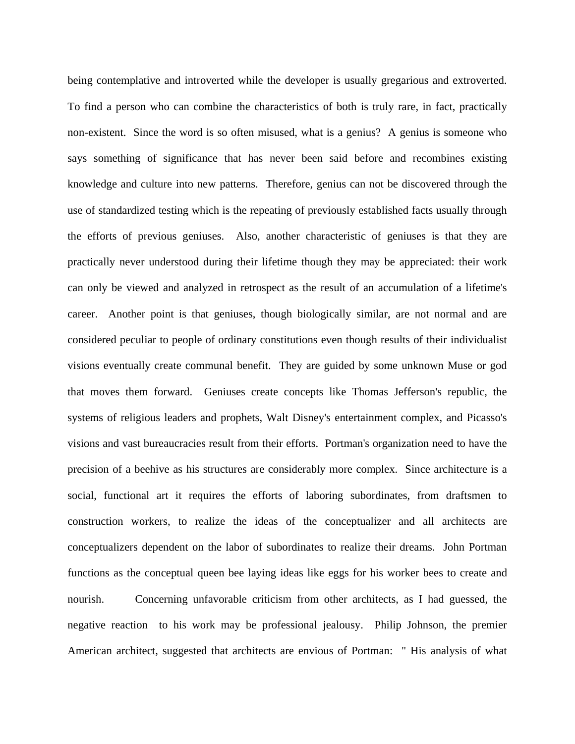being contemplative and introverted while the developer is usually gregarious and extroverted. To find a person who can combine the characteristics of both is truly rare, in fact, practically non-existent. Since the word is so often misused, what is a genius? A genius is someone who says something of significance that has never been said before and recombines existing knowledge and culture into new patterns. Therefore, genius can not be discovered through the use of standardized testing which is the repeating of previously established facts usually through the efforts of previous geniuses. Also, another characteristic of geniuses is that they are practically never understood during their lifetime though they may be appreciated: their work can only be viewed and analyzed in retrospect as the result of an accumulation of a lifetime's career. Another point is that geniuses, though biologically similar, are not normal and are considered peculiar to people of ordinary constitutions even though results of their individualist visions eventually create communal benefit. They are guided by some unknown Muse or god that moves them forward. Geniuses create concepts like Thomas Jefferson's republic, the systems of religious leaders and prophets, Walt Disney's entertainment complex, and Picasso's visions and vast bureaucracies result from their efforts. Portman's organization need to have the precision of a beehive as his structures are considerably more complex. Since architecture is a social, functional art it requires the efforts of laboring subordinates, from draftsmen to construction workers, to realize the ideas of the conceptualizer and all architects are conceptualizers dependent on the labor of subordinates to realize their dreams. John Portman functions as the conceptual queen bee laying ideas like eggs for his worker bees to create and nourish.

Concerning unfavorable criticism from other architects, as I had guessed, the negative reaction to his work may be professional jealousy. Philip Johnson, the premier American architect, suggested that architects are envious of Portman: " His analysis of what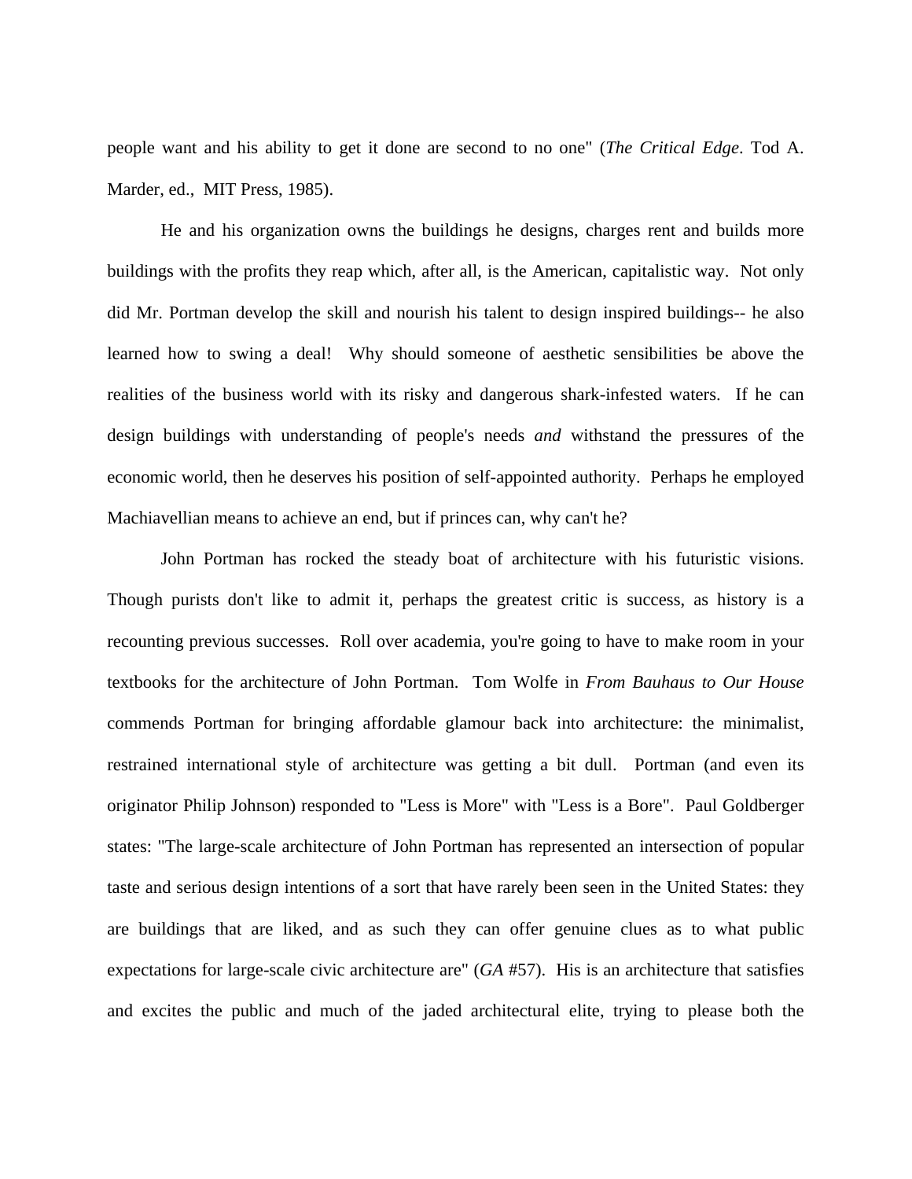people want and his ability to get it done are second to no one" (*The Critical Edge*. Tod A. Marder, ed., MIT Press, 1985).

He and his organization owns the buildings he designs, charges rent and builds more buildings with the profits they reap which, after all, is the American, capitalistic way. Not only did Mr. Portman develop the skill and nourish his talent to design inspired buildings-- he also learned how to swing a deal! Why should someone of aesthetic sensibilities be above the realities of the business world with its risky and dangerous shark-infested waters. If he can design buildings with understanding of people's needs *and* withstand the pressures of the economic world, then he deserves his position of self-appointed authority. Perhaps he employed Machiavellian means to achieve an end, but if princes can, why can't he?

John Portman has rocked the steady boat of architecture with his futuristic visions. Though purists don't like to admit it, perhaps the greatest critic is success, as history is a recounting previous successes. Roll over academia, you're going to have to make room in your textbooks for the architecture of John Portman. Tom Wolfe in *From Bauhaus to Our House* commends Portman for bringing affordable glamour back into architecture: the minimalist, restrained international style of architecture was getting a bit dull. Portman (and even its originator Philip Johnson) responded to "Less is More" with "Less is a Bore". Paul Goldberger states: "The large-scale architecture of John Portman has represented an intersection of popular taste and serious design intentions of a sort that have rarely been seen in the United States: they are buildings that are liked, and as such they can offer genuine clues as to what public expectations for large-scale civic architecture are" (*GA* #57). His is an architecture that satisfies and excites the public and much of the jaded architectural elite, trying to please both the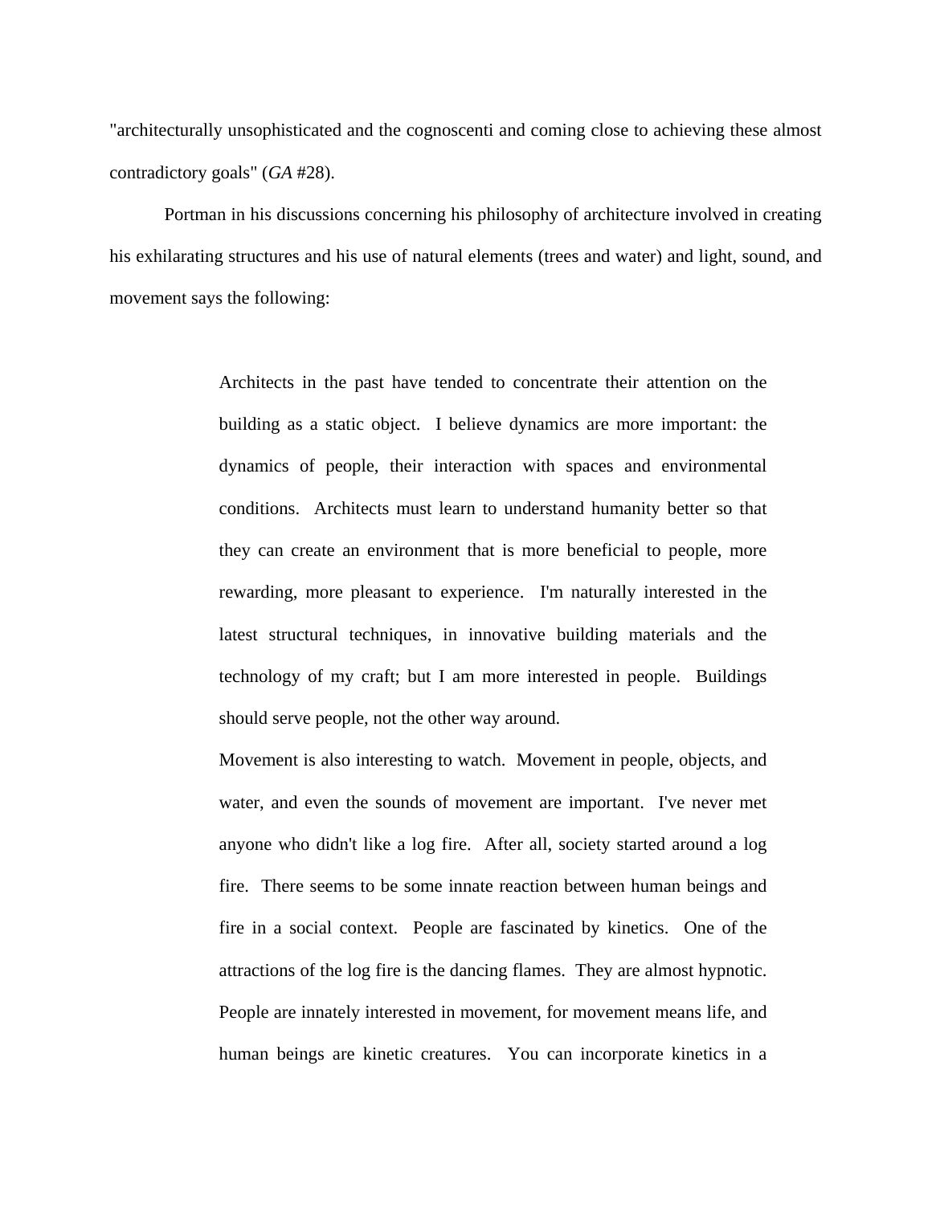"architecturally unsophisticated and the cognoscenti and coming close to achieving these almost contradictory goals" (*GA* #28).

Portman in his discussions concerning his philosophy of architecture involved in creating his exhilarating structures and his use of natural elements (trees and water) and light, sound, and movement says the following:

> Architects in the past have tended to concentrate their attention on the building as a static object. I believe dynamics are more important: the dynamics of people, their interaction with spaces and environmental conditions. Architects must learn to understand humanity better so that they can create an environment that is more beneficial to people, more rewarding, more pleasant to experience. I'm naturally interested in the latest structural techniques, in innovative building materials and the technology of my craft; but I am more interested in people. Buildings should serve people, not the other way around.
>
> Movement is also interesting to watch. Movement in people, objects, and water, and even the sounds of movement are important. I've never met anyone who didn't like a log fire. After all, society started around a log fire. There seems to be some innate reaction between human beings and fire in a social context. People are fascinated by kinetics. One of the attractions of the log fire is the dancing flames. They are almost hypnotic. People are innately interested in movement, for movement means life, and human beings are kinetic creatures. You can incorporate kinetics in a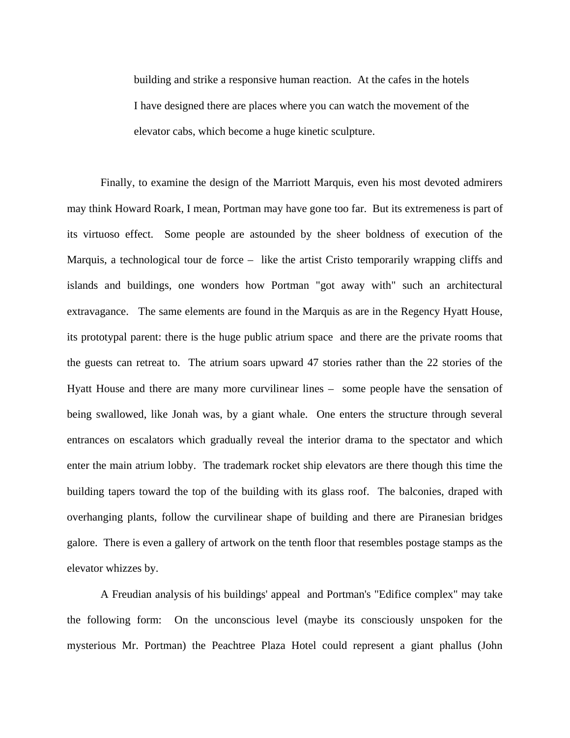> building and strike a responsive human reaction. At the cafes in the hotels I have designed there are places where you can watch the movement of the elevator cabs, which become a huge kinetic sculpture.

Finally, to examine the design of the Marriott Marquis, even his most devoted admirers may think Howard Roark, I mean, Portman may have gone too far. But its extremeness is part of its virtuoso effect. Some people are astounded by the sheer boldness of execution of the Marquis, a technological tour de force – like the artist Cristo temporarily wrapping cliffs and islands and buildings, one wonders how Portman "got away with" such an architectural extravagance. The same elements are found in the Marquis as are in the Regency Hyatt House, its prototypal parent: there is the huge public atrium space and there are the private rooms that the guests can retreat to. The atrium soars upward 47 stories rather than the 22 stories of the Hyatt House and there are many more curvilinear lines – some people have the sensation of being swallowed, like Jonah was, by a giant whale. One enters the structure through several entrances on escalators which gradually reveal the interior drama to the spectator and which enter the main atrium lobby. The trademark rocket ship elevators are there though this time the building tapers toward the top of the building with its glass roof. The balconies, draped with overhanging plants, follow the curvilinear shape of building and there are Piranesian bridges galore. There is even a gallery of artwork on the tenth floor that resembles postage stamps as the elevator whizzes by.

A Freudian analysis of his buildings' appeal and Portman's "Edifice complex" may take the following form: On the unconscious level (maybe its consciously unspoken for the mysterious Mr. Portman) the Peachtree Plaza Hotel could represent a giant phallus (John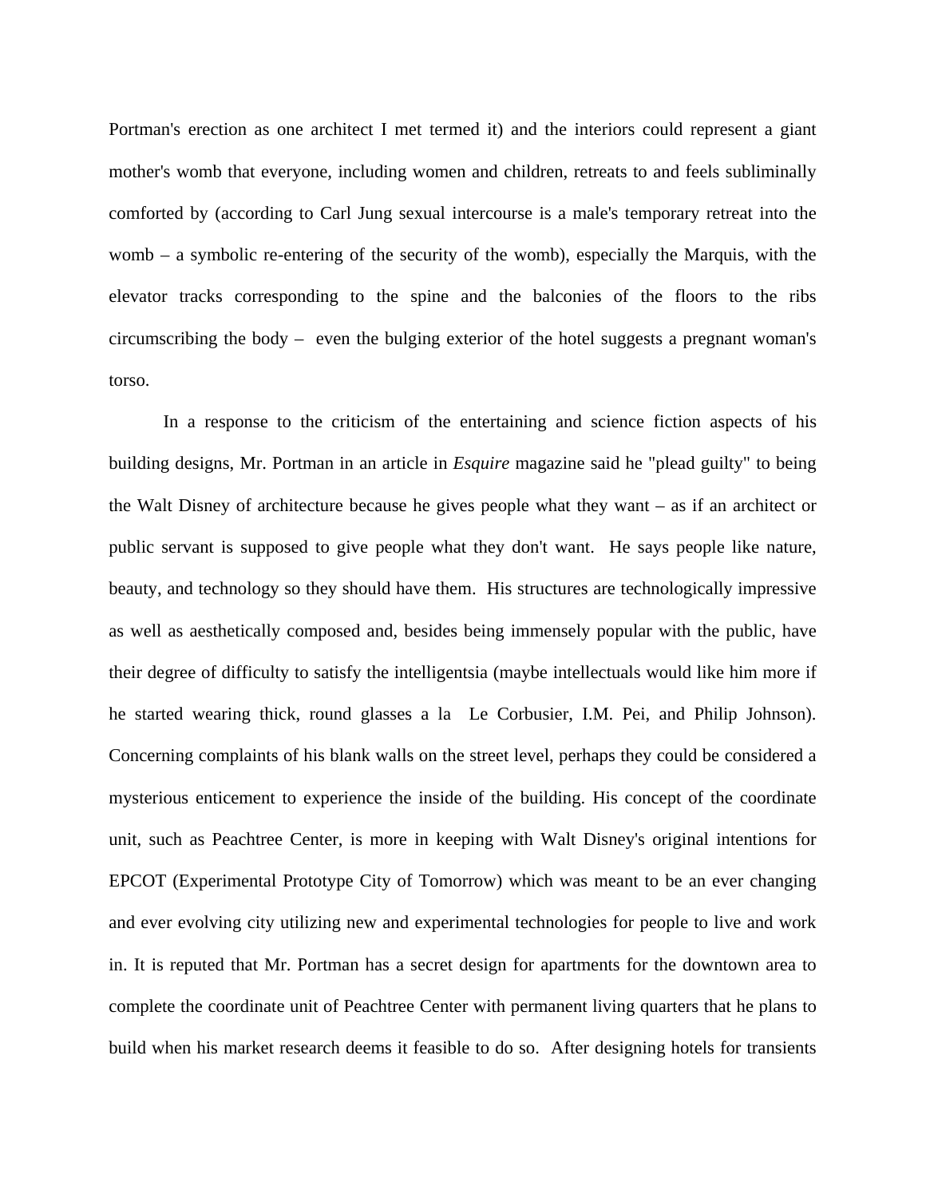Portman's erection as one architect I met termed it) and the interiors could represent a giant mother's womb that everyone, including women and children, retreats to and feels subliminally comforted by (according to Carl Jung sexual intercourse is a male's temporary retreat into the womb – a symbolic re-entering of the security of the womb), especially the Marquis, with the elevator tracks corresponding to the spine and the balconies of the floors to the ribs circumscribing the body – even the bulging exterior of the hotel suggests a pregnant woman's torso.

In a response to the criticism of the entertaining and science fiction aspects of his building designs, Mr. Portman in an article in *Esquire* magazine said he "plead guilty" to being the Walt Disney of architecture because he gives people what they want – as if an architect or public servant is supposed to give people what they don't want. He says people like nature, beauty, and technology so they should have them. His structures are technologically impressive as well as aesthetically composed and, besides being immensely popular with the public, have their degree of difficulty to satisfy the intelligentsia (maybe intellectuals would like him more if he started wearing thick, round glasses a la Le Corbusier, I.M. Pei, and Philip Johnson). Concerning complaints of his blank walls on the street level, perhaps they could be considered a mysterious enticement to experience the inside of the building. His concept of the coordinate unit, such as Peachtree Center, is more in keeping with Walt Disney's original intentions for EPCOT (Experimental Prototype City of Tomorrow) which was meant to be an ever changing and ever evolving city utilizing new and experimental technologies for people to live and work in. It is reputed that Mr. Portman has a secret design for apartments for the downtown area to complete the coordinate unit of Peachtree Center with permanent living quarters that he plans to build when his market research deems it feasible to do so. After designing hotels for transients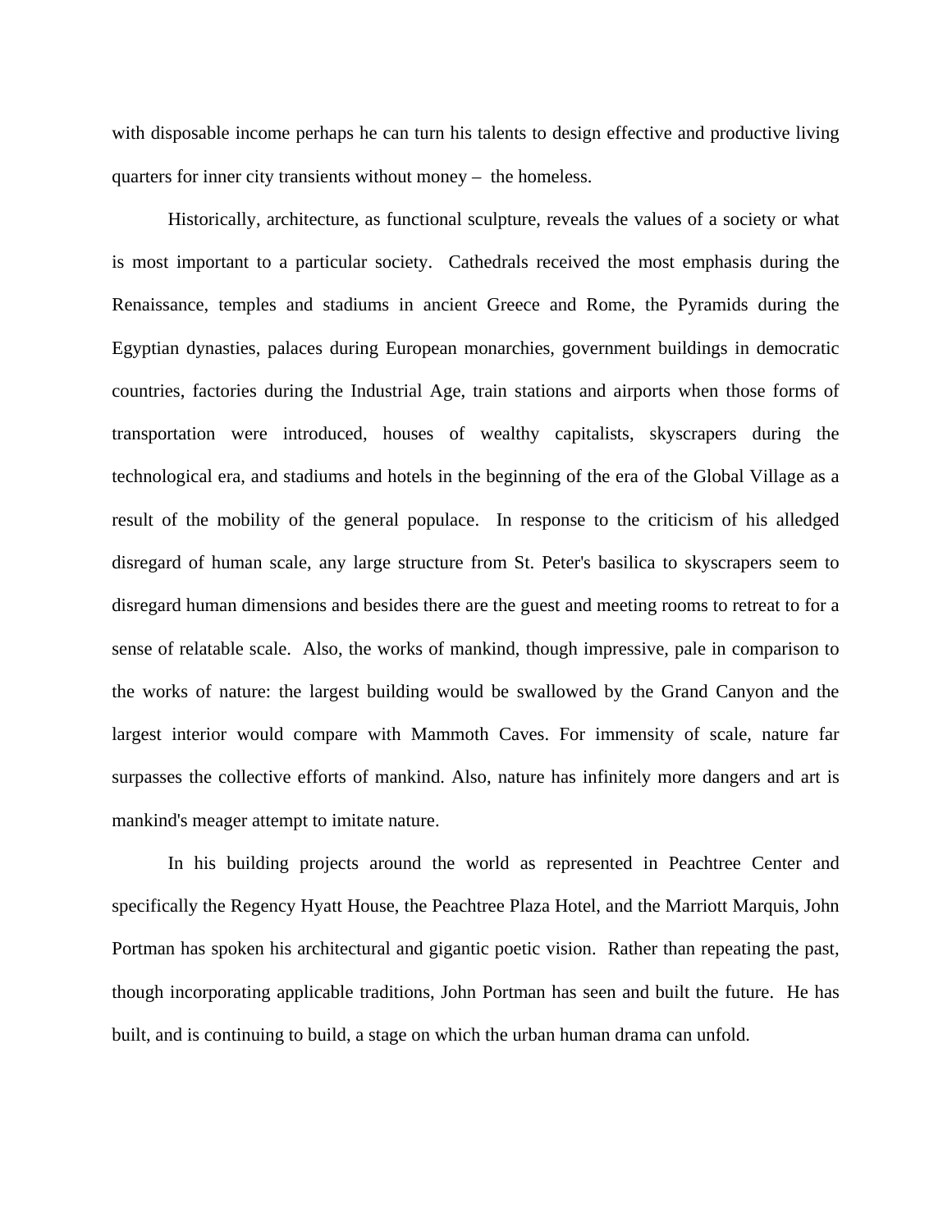with disposable income perhaps he can turn his talents to design effective and productive living quarters for inner city transients without money – the homeless.

Historically, architecture, as functional sculpture, reveals the values of a society or what is most important to a particular society. Cathedrals received the most emphasis during the Renaissance, temples and stadiums in ancient Greece and Rome, the Pyramids during the Egyptian dynasties, palaces during European monarchies, government buildings in democratic countries, factories during the Industrial Age, train stations and airports when those forms of transportation were introduced, houses of wealthy capitalists, skyscrapers during the technological era, and stadiums and hotels in the beginning of the era of the Global Village as a result of the mobility of the general populace. In response to the criticism of his alledged disregard of human scale, any large structure from St. Peter's basilica to skyscrapers seem to disregard human dimensions and besides there are the guest and meeting rooms to retreat to for a sense of relatable scale. Also, the works of mankind, though impressive, pale in comparison to the works of nature: the largest building would be swallowed by the Grand Canyon and the largest interior would compare with Mammoth Caves. For immensity of scale, nature far surpasses the collective efforts of mankind. Also, nature has infinitely more dangers and art is mankind's meager attempt to imitate nature.

In his building projects around the world as represented in Peachtree Center and specifically the Regency Hyatt House, the Peachtree Plaza Hotel, and the Marriott Marquis, John Portman has spoken his architectural and gigantic poetic vision. Rather than repeating the past, though incorporating applicable traditions, John Portman has seen and built the future. He has built, and is continuing to build, a stage on which the urban human drama can unfold.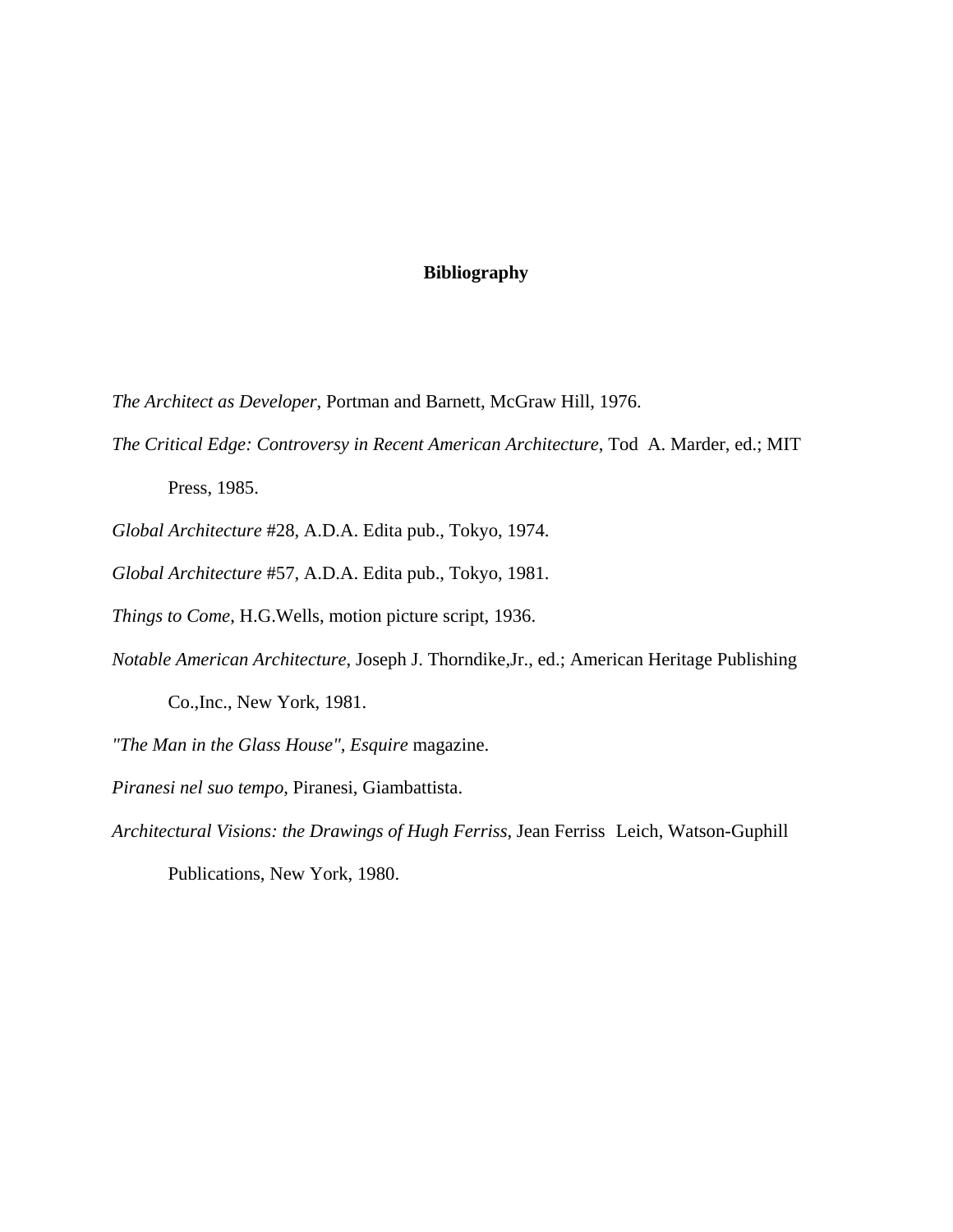**Bibliography**

*The Architect as Developer*, Portman and Barnett, McGraw Hill, 1976.

*The Critical Edge: Controversy in Recent American Architecture*, Tod A. Marder, ed.; MIT Press, 1985.

*Global Architecture* #28, A.D.A. Edita pub., Tokyo, 1974.

*Global Architecture* #57, A.D.A. Edita pub., Tokyo, 1981.

*Things to Come*, H.G.Wells, motion picture script, 1936.

*Notable American Architecture*, Joseph J. Thorndike,Jr., ed.; American Heritage Publishing Co.,Inc., New York, 1981.

*"The Man in the Glass House", Esquire* magazine.

*Piranesi nel suo tempo*, Piranesi, Giambattista.

*Architectural Visions: the Drawings of Hugh Ferriss*, Jean Ferriss Leich, Watson-Guphill Publications, New York, 1980.